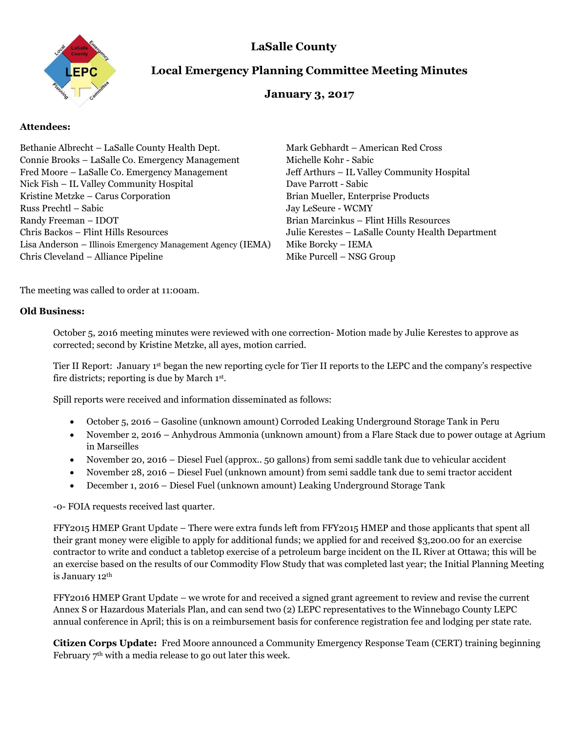# LaSalle County

## Local Emergency Planning Committee Meeting Minutes

## January 3, 2017

**Attendees:**

Bethanie Albrecht – LaSalle County Health Dept.
Connie Brooks – LaSalle Co. Emergency Management
Fred Moore – LaSalle Co. Emergency Management
Nick Fish – IL Valley Community Hospital
Kristine Metzke – Carus Corporation
Russ Prechtl – Sabic
Randy Freeman – IDOT
Chris Backos – Flint Hills Resources
Lisa Anderson – Illinois Emergency Management Agency (IEMA)
Chris Cleveland – Alliance Pipeline
Mark Gebhardt – American Red Cross
Michelle Kohr - Sabic
Jeff Arthurs – IL Valley Community Hospital
Dave Parrott - Sabic
Brian Mueller, Enterprise Products
Jay LeSeure - WCMY
Brian Marcinkus – Flint Hills Resources
Julie Kerestes – LaSalle County Health Department
Mike Borcky – IEMA
Mike Purcell – NSG Group

The meeting was called to order at 11:00am.

**Old Business:**

October 5, 2016 meeting minutes were reviewed with one correction- Motion made by Julie Kerestes to approve as corrected; second by Kristine Metzke, all ayes, motion carried.

Tier II Report: January 1st began the new reporting cycle for Tier II reports to the LEPC and the company's respective fire districts; reporting is due by March 1st.

Spill reports were received and information disseminated as follows:

- October 5, 2016 – Gasoline (unknown amount) Corroded Leaking Underground Storage Tank in Peru
- November 2, 2016 – Anhydrous Ammonia (unknown amount) from a Flare Stack due to power outage at Agrium in Marseilles
- November 20, 2016 – Diesel Fuel (approx.. 50 gallons) from semi saddle tank due to vehicular accident
- November 28, 2016 – Diesel Fuel (unknown amount) from semi saddle tank due to semi tractor accident
- December 1, 2016 – Diesel Fuel (unknown amount) Leaking Underground Storage Tank

-0- FOIA requests received last quarter.

FFY2015 HMEP Grant Update – There were extra funds left from FFY2015 HMEP and those applicants that spent all their grant money were eligible to apply for additional funds; we applied for and received $3,200.00 for an exercise contractor to write and conduct a tabletop exercise of a petroleum barge incident on the IL River at Ottawa; this will be an exercise based on the results of our Commodity Flow Study that was completed last year; the Initial Planning Meeting is January 12th

FFY2016 HMEP Grant Update – we wrote for and received a signed grant agreement to review and revise the current Annex S or Hazardous Materials Plan, and can send two (2) LEPC representatives to the Winnebago County LEPC annual conference in April; this is on a reimbursement basis for conference registration fee and lodging per state rate.

**Citizen Corps Update:** Fred Moore announced a Community Emergency Response Team (CERT) training beginning February 7th with a media release to go out later this week.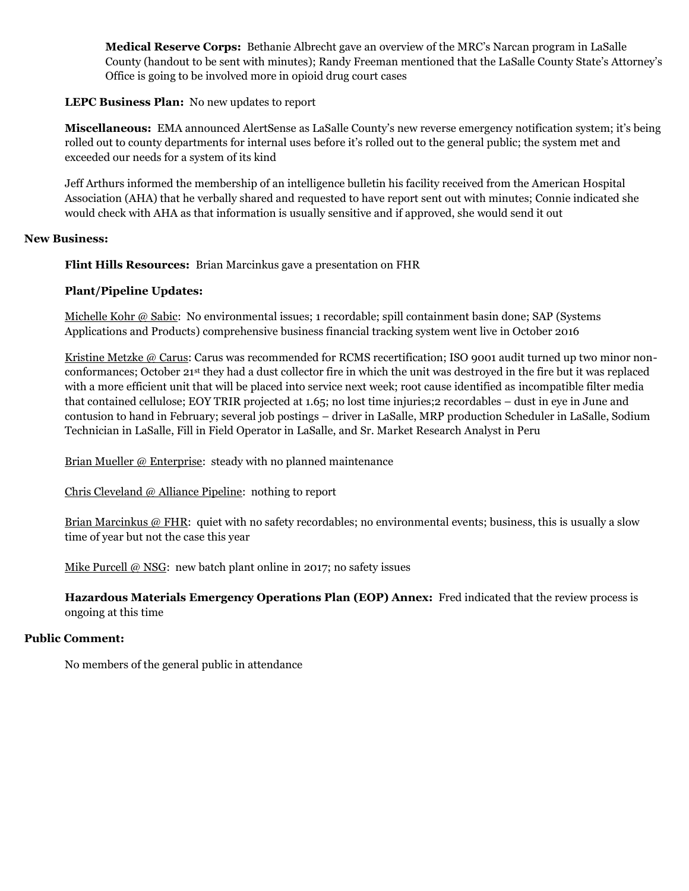**Medical Reserve Corps:** Bethanie Albrecht gave an overview of the MRC's Narcan program in LaSalle County (handout to be sent with minutes); Randy Freeman mentioned that the LaSalle County State's Attorney's Office is going to be involved more in opioid drug court cases

**LEPC Business Plan:** No new updates to report

**Miscellaneous:** EMA announced AlertSense as LaSalle County's new reverse emergency notification system; it's being rolled out to county departments for internal uses before it's rolled out to the general public; the system met and exceeded our needs for a system of its kind

Jeff Arthurs informed the membership of an intelligence bulletin his facility received from the American Hospital Association (AHA) that he verbally shared and requested to have report sent out with minutes; Connie indicated she would check with AHA as that information is usually sensitive and if approved, she would send it out

**New Business:**

**Flint Hills Resources:** Brian Marcinkus gave a presentation on FHR

**Plant/Pipeline Updates:**

Michelle Kohr @ Sabic: No environmental issues; 1 recordable; spill containment basin done; SAP (Systems Applications and Products) comprehensive business financial tracking system went live in October 2016

Kristine Metzke @ Carus: Carus was recommended for RCMS recertification; ISO 9001 audit turned up two minor non-conformances; October 21st they had a dust collector fire in which the unit was destroyed in the fire but it was replaced with a more efficient unit that will be placed into service next week; root cause identified as incompatible filter media that contained cellulose; EOY TRIR projected at 1.65; no lost time injuries;2 recordables – dust in eye in June and contusion to hand in February; several job postings – driver in LaSalle, MRP production Scheduler in LaSalle, Sodium Technician in LaSalle, Fill in Field Operator in LaSalle, and Sr. Market Research Analyst in Peru

Brian Mueller @ Enterprise: steady with no planned maintenance

Chris Cleveland @ Alliance Pipeline: nothing to report

Brian Marcinkus @ FHR: quiet with no safety recordables; no environmental events; business, this is usually a slow time of year but not the case this year

Mike Purcell @ NSG: new batch plant online in 2017; no safety issues

**Hazardous Materials Emergency Operations Plan (EOP) Annex:** Fred indicated that the review process is ongoing at this time

**Public Comment:**

No members of the general public in attendance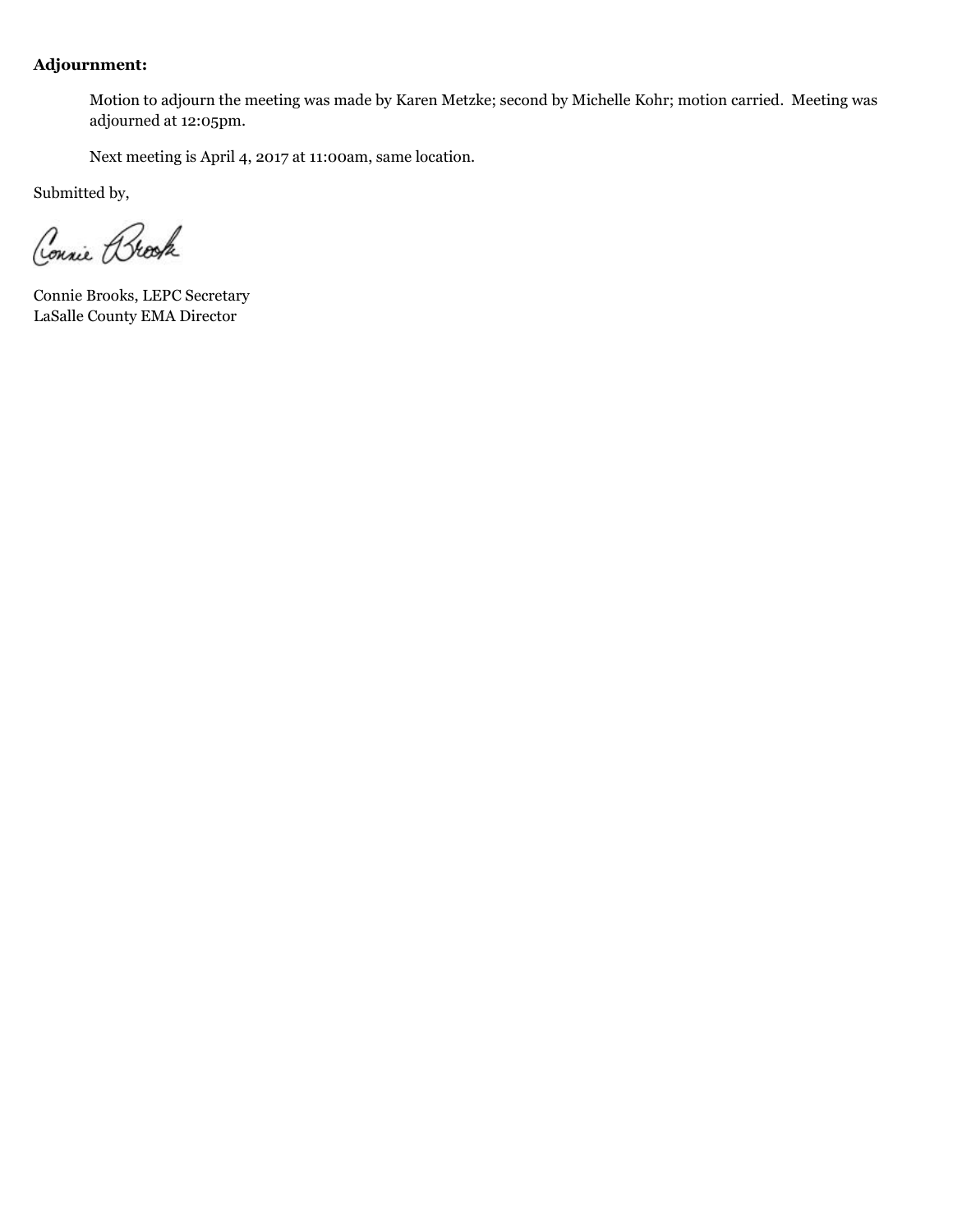**Adjournment:**

Motion to adjourn the meeting was made by Karen Metzke; second by Michelle Kohr; motion carried. Meeting was adjourned at 12:05pm.

Next meeting is April 4, 2017 at 11:00am, same location.

Submitted by,

Connie Brooks, LEPC Secretary
LaSalle County EMA Director